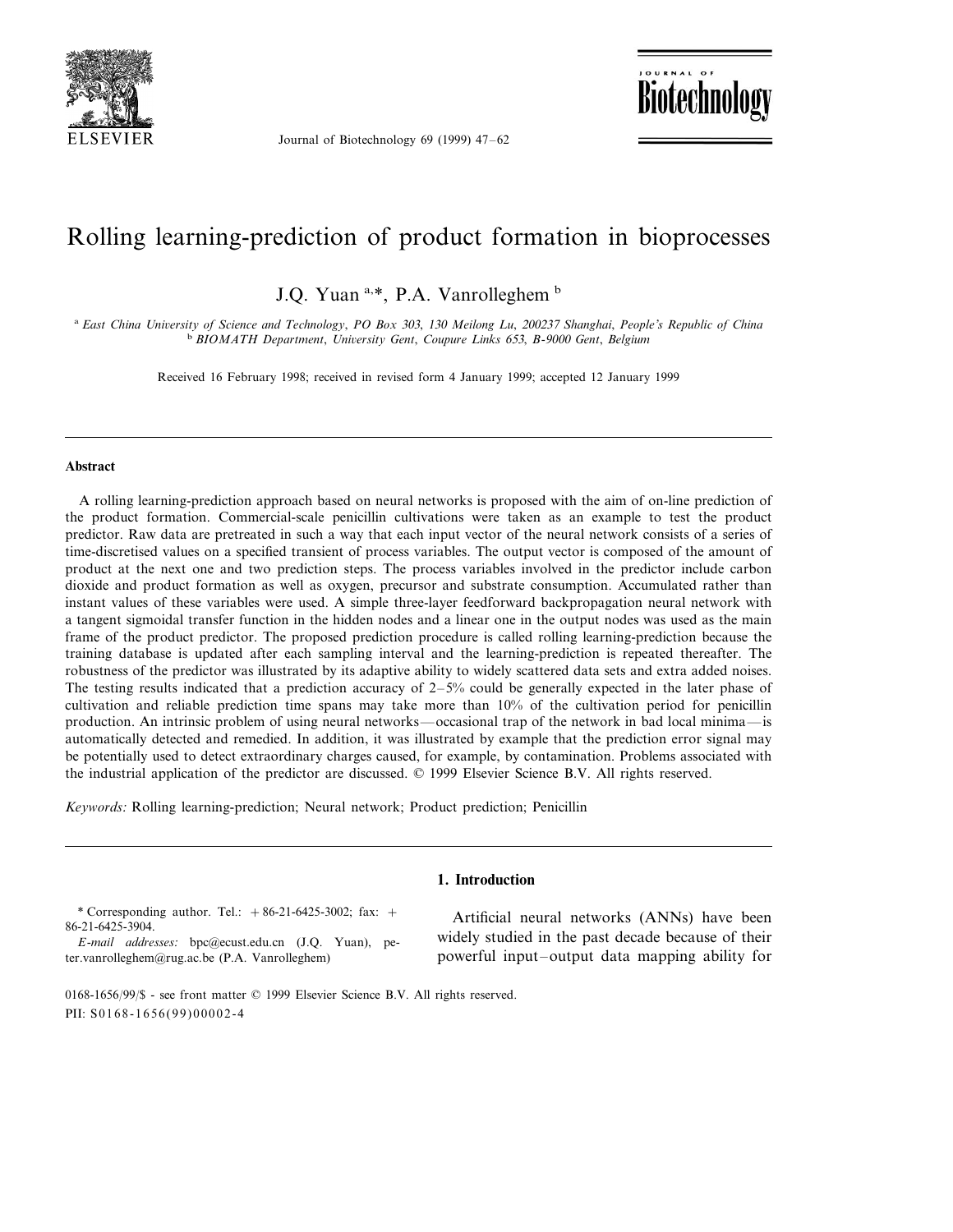# Rolling learning-prediction of product formation in bioprocesses

J.Q. Yuan [a,*], P.A. Vanrolleghem [b]

[a] *East China University of Science and Technology, PO Box 303, 130 Meilong Lu, 200237 Shanghai, People's Republic of China*
[b] *BIOMATH Department, University Gent, Coupure Links 653, B-9000 Gent, Belgium*

Received 16 February 1998; received in revised form 4 January 1999; accepted 12 January 1999

---

### Abstract

A rolling learning-prediction approach based on neural networks is proposed with the aim of on-line prediction of the product formation. Commercial-scale penicillin cultivations were taken as an example to test the product predictor. Raw data are pretreated in such a way that each input vector of the neural network consists of a series of time-discretised values on a specified transient of process variables. The output vector is composed of the amount of product at the next one and two prediction steps. The process variables involved in the predictor include carbon dioxide and product formation as well as oxygen, precursor and substrate consumption. Accumulated rather than instant values of these variables were used. A simple three-layer feedforward backpropagation neural network with a tangent sigmoidal transfer function in the hidden nodes and a linear one in the output nodes was used as the main frame of the product predictor. The proposed prediction procedure is called rolling learning-prediction because the training database is updated after each sampling interval and the learning-prediction is repeated thereafter. The robustness of the predictor was illustrated by its adaptive ability to widely scattered data sets and extra added noises. The testing results indicated that a prediction accuracy of 2–5% could be generally expected in the later phase of cultivation and reliable prediction time spans may take more than 10% of the cultivation period for penicillin production. An intrinsic problem of using neural networks—occasional trap of the network in bad local minima—is automatically detected and remedied. In addition, it was illustrated by example that the prediction error signal may be potentially used to detect extraordinary charges caused, for example, by contamination. Problems associated with the industrial application of the predictor are discussed. © 1999 Elsevier Science B.V. All rights reserved.

*Keywords:* Rolling learning-prediction; Neural network; Product prediction; Penicillin

---

## 1. Introduction

Artificial neural networks (ANNs) have been widely studied in the past decade because of their powerful input–output data mapping ability for

---

\* Corresponding author. Tel.: +86-21-6425-3002; fax: +86-21-6425-3904.
*E-mail addresses:* bpc@ecust.edu.cn (J.Q. Yuan), peter.vanrolleghem@rug.ac.be (P.A. Vanrolleghem)

0168-1656/99/$ - see front matter © 1999 Elsevier Science B.V. All rights reserved.
PII: S0168-1656(99)00002-4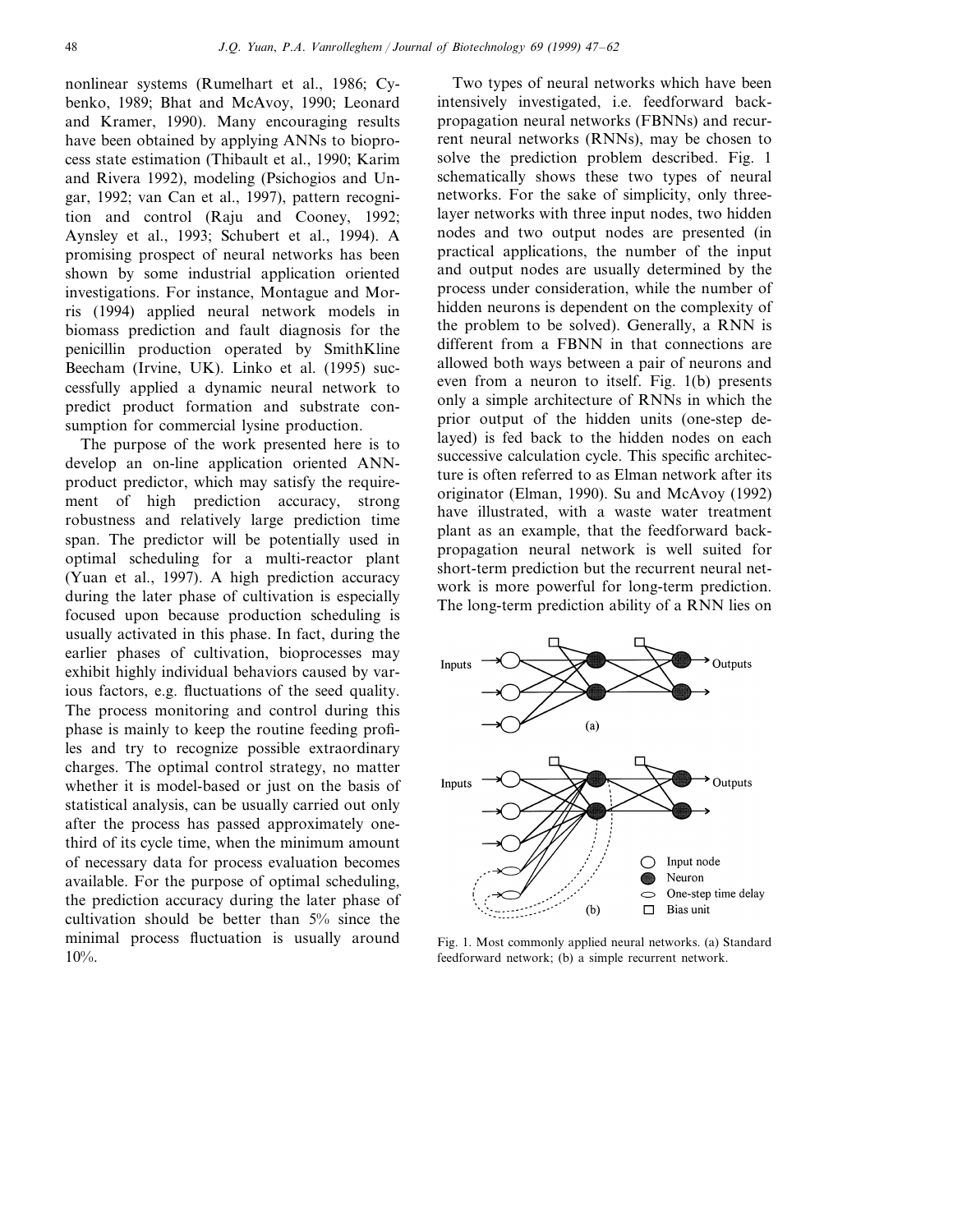nonlinear systems (Rumelhart et al., 1986; Cybenko, 1989; Bhat and McAvoy, 1990; Leonard and Kramer, 1990). Many encouraging results have been obtained by applying ANNs to bioprocess state estimation (Thibault et al., 1990; Karim and Rivera 1992), modeling (Psichogios and Ungar, 1992; van Can et al., 1997), pattern recognition and control (Raju and Cooney, 1992; Aynsley et al., 1993; Schubert et al., 1994). A promising prospect of neural networks has been shown by some industrial application oriented investigations. For instance, Montague and Morris (1994) applied neural network models in biomass prediction and fault diagnosis for the penicillin production operated by SmithKline Beecham (Irvine, UK). Linko et al. (1995) successfully applied a dynamic neural network to predict product formation and substrate consumption for commercial lysine production.

The purpose of the work presented here is to develop an on-line application oriented ANN-product predictor, which may satisfy the requirement of high prediction accuracy, strong robustness and relatively large prediction time span. The predictor will be potentially used in optimal scheduling for a multi-reactor plant (Yuan et al., 1997). A high prediction accuracy during the later phase of cultivation is especially focused upon because production scheduling is usually activated in this phase. In fact, during the earlier phases of cultivation, bioprocesses may exhibit highly individual behaviors caused by various factors, e.g. fluctuations of the seed quality. The process monitoring and control during this phase is mainly to keep the routine feeding profiles and try to recognize possible extraordinary charges. The optimal control strategy, no matter whether it is model-based or just on the basis of statistical analysis, can be usually carried out only after the process has passed approximately one-third of its cycle time, when the minimum amount of necessary data for process evaluation becomes available. For the purpose of optimal scheduling, the prediction accuracy during the later phase of cultivation should be better than 5% since the minimal process fluctuation is usually around 10%.

Two types of neural networks which have been intensively investigated, i.e. feedforward back-propagation neural networks (FBNNs) and recurrent neural networks (RNNs), may be chosen to solve the prediction problem described. Fig. 1 schematically shows these two types of neural networks. For the sake of simplicity, only three-layer networks with three input nodes, two hidden nodes and two output nodes are presented (in practical applications, the number of the input and output nodes are usually determined by the process under consideration, while the number of hidden neurons is dependent on the complexity of the problem to be solved). Generally, a RNN is different from a FBNN in that connections are allowed both ways between a pair of neurons and even from a neuron to itself. Fig. 1(b) presents only a simple architecture of RNNs in which the prior output of the hidden units (one-step delayed) is fed back to the hidden nodes on each successive calculation cycle. This specific architecture is often referred to as Elman network after its originator (Elman, 1990). Su and McAvoy (1992) have illustrated, with a waste water treatment plant as an example, that the feedforward back-propagation neural network is well suited for short-term prediction but the recurrent neural network is more powerful for long-term prediction. The long-term prediction ability of a RNN lies on

Fig. 1. Most commonly applied neural networks. (a) Standard feedforward network; (b) a simple recurrent network.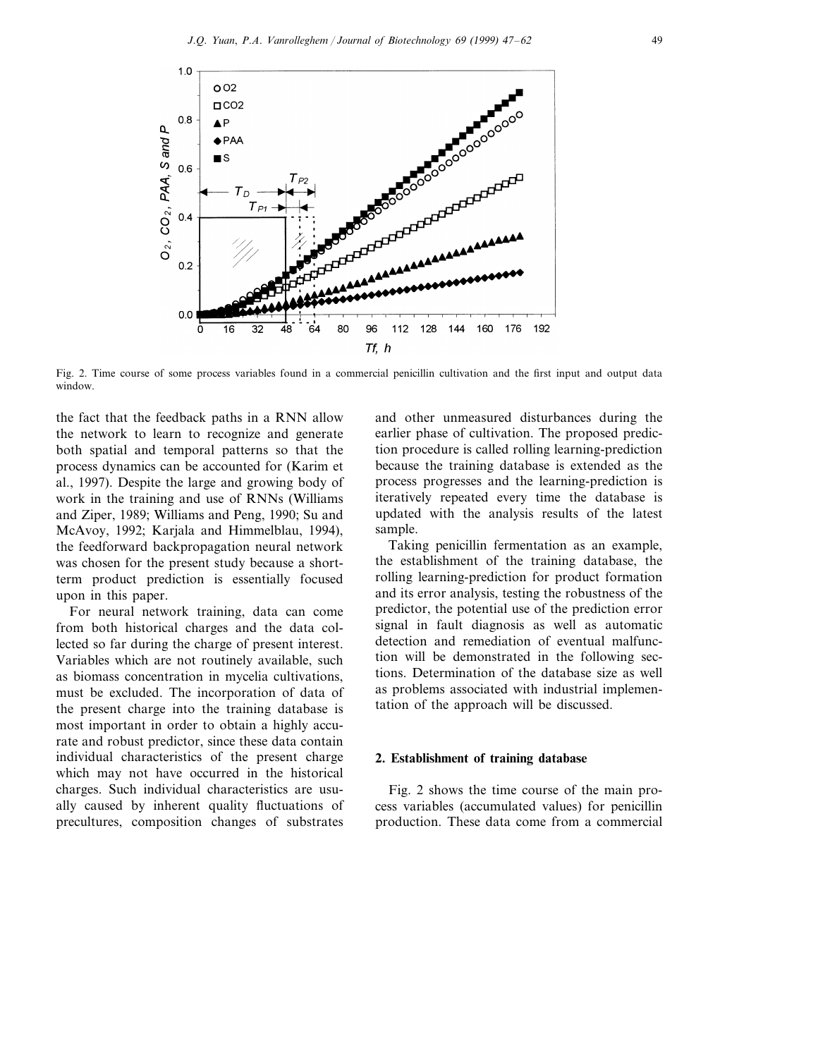Fig. 2. Time course of some process variables found in a commercial penicillin cultivation and the first input and output data window.

the fact that the feedback paths in a RNN allow the network to learn to recognize and generate both spatial and temporal patterns so that the process dynamics can be accounted for (Karim et al., 1997). Despite the large and growing body of work in the training and use of RNNs (Williams and Ziper, 1989; Williams and Peng, 1990; Su and McAvoy, 1992; Karjala and Himmelblau, 1994), the feedforward backpropagation neural network was chosen for the present study because a short-term product prediction is essentially focused upon in this paper.

For neural network training, data can come from both historical charges and the data collected so far during the charge of present interest. Variables which are not routinely available, such as biomass concentration in mycelia cultivations, must be excluded. The incorporation of data of the present charge into the training database is most important in order to obtain a highly accurate and robust predictor, since these data contain individual characteristics of the present charge which may not have occurred in the historical charges. Such individual characteristics are usually caused by inherent quality fluctuations of precultures, composition changes of substrates and other unmeasured disturbances during the earlier phase of cultivation. The proposed prediction procedure is called rolling learning-prediction because the training database is extended as the process progresses and the learning-prediction is iteratively repeated every time the database is updated with the analysis results of the latest sample.

Taking penicillin fermentation as an example, the establishment of the training database, the rolling learning-prediction for product formation and its error analysis, testing the robustness of the predictor, the potential use of the prediction error signal in fault diagnosis as well as automatic detection and remediation of eventual malfunction will be demonstrated in the following sections. Determination of the database size as well as problems associated with industrial implementation of the approach will be discussed.

## 2. Establishment of training database

Fig. 2 shows the time course of the main process variables (accumulated values) for penicillin production. These data come from a commercial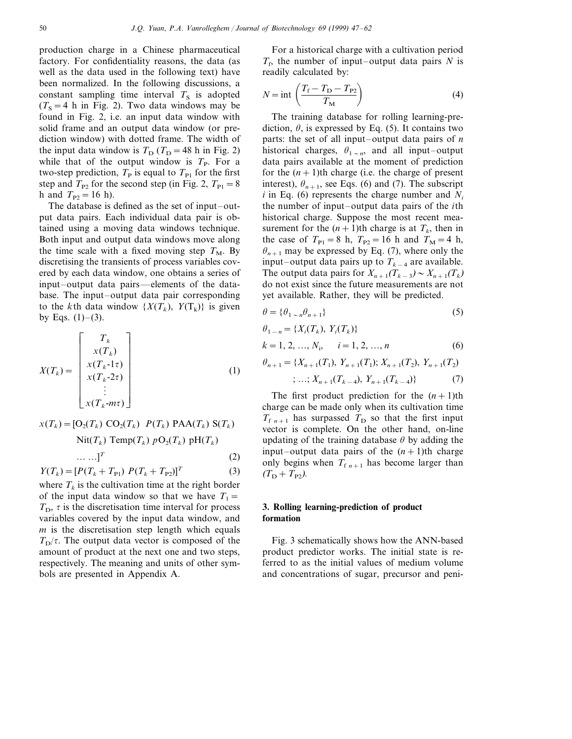production charge in a Chinese pharmaceutical factory. For confidentiality reasons, the data (as well as the data used in the following text) have been normalized. In the following discussions, a constant sampling time interval $T_S$ is adopted ($T_S = 4$ h in Fig. 2). Two data windows may be found in Fig. 2, i.e. an input data window with solid frame and an output data window (or prediction window) with dotted frame. The width of the input data window is $T_D$ ($T_D = 48$ h in Fig. 2) while that of the output window is $T_P$. For a two-step prediction, $T_P$ is equal to $T_{P1}$ for the first step and $T_{P2}$ for the second step (in Fig. 2, $T_{P1} = 8$ h and $T_{P2} = 16$ h).

The database is defined as the set of input–output data pairs. Each individual data pair is obtained using a moving data windows technique. Both input and output data windows move along the time scale with a fixed moving step $T_M$. By discretising the transients of process variables covered by each data window, one obtains a series of input–output data pairs—elements of the database. The input–output data pair corresponding to the $k$th data window $\{X(T_k), Y(T_k)\}$ is given by Eqs. (1)–(3).

$$X(T_k) = \begin{bmatrix} T_k \\ x(T_k) \\ x(T_k\text{-}1\tau) \\ x(T_k\text{-}2\tau) \\ \vdots \\ x(T_k\text{-}m\tau) \end{bmatrix} \tag{1}$$

$$x(T_k) = [O_2(T_k)\ CO_2(T_k)\ \ P(T_k)\ PAA(T_k)\ S(T_k)\ Nit(T_k)\ Temp(T_k)\ pO_2(T_k)\ pH(T_k)\ \ldots\ldots]^T \tag{2}$$

$$Y(T_k) = [P(T_k + T_{P1})\ P(T_k + T_{P2})]^T \tag{3}$$

where $T_k$ is the cultivation time at the right border of the input data window so that we have $T_1 = T_D$, $\tau$ is the discretisation time interval for process variables covered by the input data window, and $m$ is the discretisation step length which equals $T_D/\tau$. The output data vector is composed of the amount of product at the next one and two steps, respectively. The meaning and units of other symbols are presented in Appendix A.

For a historical charge with a cultivation period $T_f$, the number of input–output data pairs $N$ is readily calculated by:

$$N = \text{int}\left(\frac{T_f - T_D - T_{P2}}{T_M}\right) \tag{4}$$

The training database for rolling learning-prediction, $\theta$, is expressed by Eq. (5). It contains two parts: the set of all input–output data pairs of $n$ historical charges, $\theta_{1\sim n}$, and all input–output data pairs available at the moment of prediction for the $(n+1)$th charge (i.e. the charge of present interest), $\theta_{n+1}$, see Eqs. (6) and (7). The subscript $i$ in Eq. (6) represents the charge number and $N_i$ the number of input–output data pairs of the $i$th historical charge. Suppose the most recent measurement for the $(n+1)$th charge is at $T_k$, then in the case of $T_{P1} = 8$ h, $T_{P2} = 16$ h and $T_M = 4$ h, $\theta_{n+1}$ may be expressed by Eq. (7), where only the input–output data pairs up to $T_{k-4}$ are available. The output data pairs for $X_{n+1}(T_{k-3}) \sim X_{n+1}(T_k)$ do not exist since the future measurements are not yet available. Rather, they will be predicted.

$$\theta = \{\theta_{1\sim n}\theta_{n+1}\} \tag{5}$$

$$\theta_{1-n} = \{X_i(T_k),\ Y_i(T_k)\}$$
$$k = 1, 2, \ldots, N_i, \quad i = 1, 2, \ldots, n \tag{6}$$

$$\theta_{n+1} = \{X_{n+1}(T_1),\ Y_{n+1}(T_1);\ X_{n+1}(T_2),\ Y_{n+1}(T_2);\ \ldots;\ X_{n+1}(T_{k-4}),\ Y_{n+1}(T_{k-4})\} \tag{7}$$

The first product prediction for the $(n+1)$th charge can be made only when its cultivation time $T_{f\ n+1}$ has surpassed $T_D$ so that the first input vector is complete. On the other hand, on-line updating of the training database $\theta$ by adding the input–output data pairs of the $(n+1)$th charge only begins when $T_{f\ n+1}$ has become larger than $(T_D + T_{P2})$.

## 3. Rolling learning-prediction of product formation

Fig. 3 schematically shows how the ANN-based product predictor works. The initial state is referred to as the initial values of medium volume and concentrations of sugar, precursor and peni-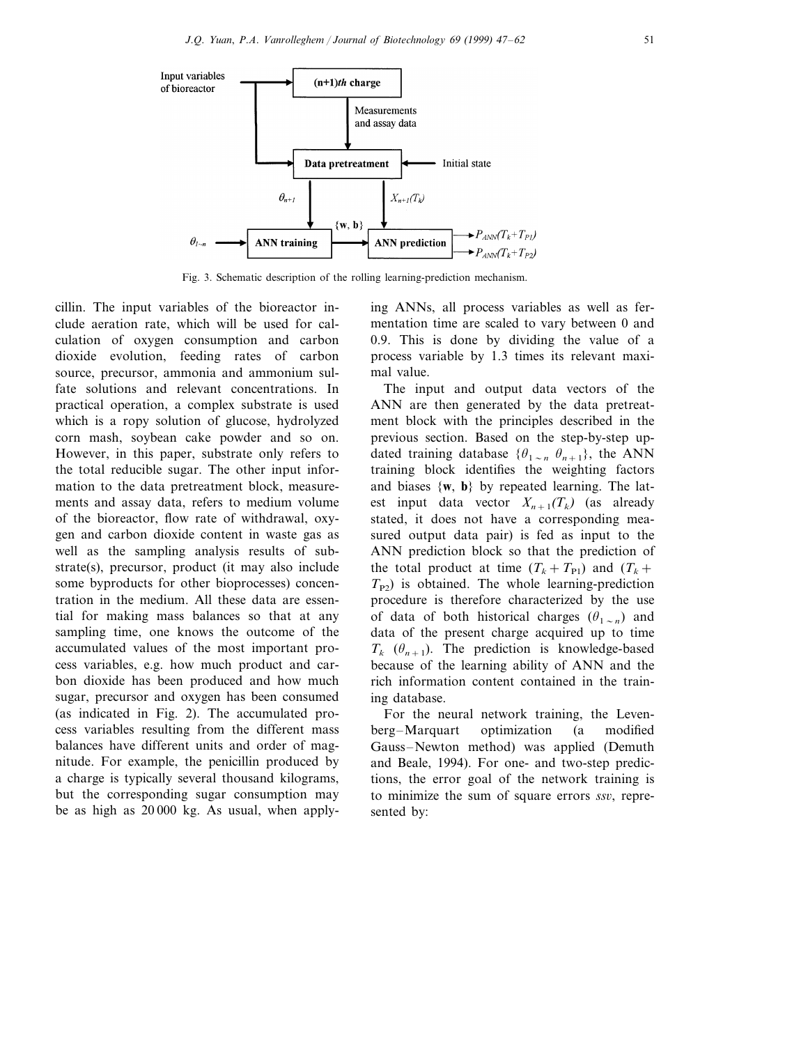Fig. 3. Schematic description of the rolling learning-prediction mechanism.

cillin. The input variables of the bioreactor include aeration rate, which will be used for calculation of oxygen consumption and carbon dioxide evolution, feeding rates of carbon source, precursor, ammonia and ammonium sulfate solutions and relevant concentrations. In practical operation, a complex substrate is used which is a ropy solution of glucose, hydrolyzed corn mash, soybean cake powder and so on. However, in this paper, substrate only refers to the total reducible sugar. The other input information to the data pretreatment block, measurements and assay data, refers to medium volume of the bioreactor, flow rate of withdrawal, oxygen and carbon dioxide content in waste gas as well as the sampling analysis results of substrate(s), precursor, product (it may also include some byproducts for other bioprocesses) concentration in the medium. All these data are essential for making mass balances so that at any sampling time, one knows the outcome of the accumulated values of the most important process variables, e.g. how much product and carbon dioxide has been produced and how much sugar, precursor and oxygen has been consumed (as indicated in Fig. 2). The accumulated process variables resulting from the different mass balances have different units and order of magnitude. For example, the penicillin produced by a charge is typically several thousand kilograms, but the corresponding sugar consumption may be as high as 20 000 kg. As usual, when applying ANNs, all process variables as well as fermentation time are scaled to vary between 0 and 0.9. This is done by dividing the value of a process variable by 1.3 times its relevant maximal value.

The input and output data vectors of the ANN are then generated by the data pretreatment block with the principles described in the previous section. Based on the step-by-step updated training database $\{\theta_{1\sim n}\ \theta_{n+1}\}$, the ANN training block identifies the weighting factors and biases $\{\mathbf{w},\ \mathbf{b}\}$ by repeated learning. The latest input data vector $X_{n+1}(T_k)$ (as already stated, it does not have a corresponding measured output data pair) is fed as input to the ANN prediction block so that the prediction of the total product at time $(T_k + T_{P1})$ and $(T_k + T_{P2})$ is obtained. The whole learning-prediction procedure is therefore characterized by the use of data of both historical charges $(\theta_{1\sim n})$ and data of the present charge acquired up to time $T_k$ $(\theta_{n+1})$. The prediction is knowledge-based because of the learning ability of ANN and the rich information content contained in the training database.

For the neural network training, the Levenberg–Marquart optimization (a modified Gauss–Newton method) was applied (Demuth and Beale, 1994). For one- and two-step predictions, the error goal of the network training is to minimize the sum of square errors *ssv*, represented by: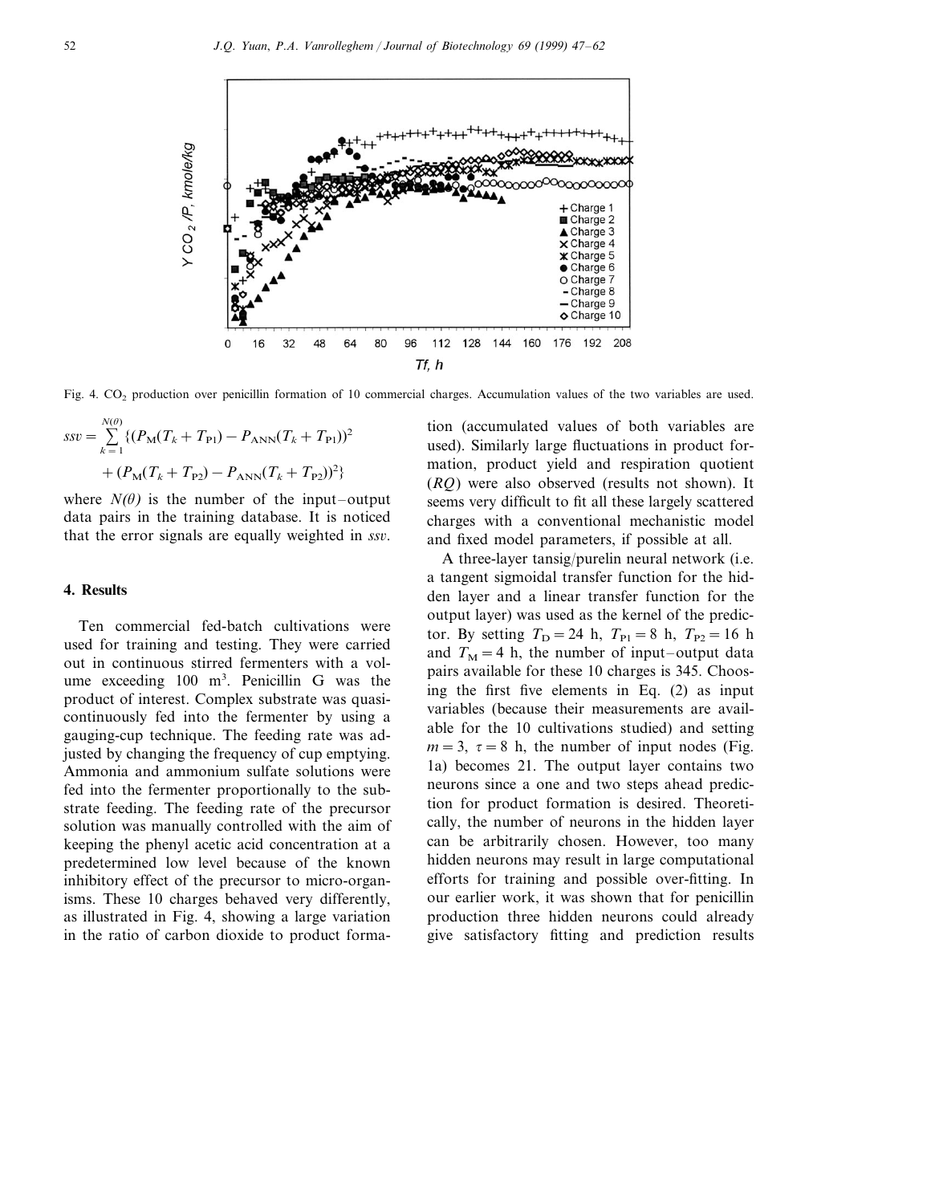Fig. 4. $CO_2$ production over penicillin formation of 10 commercial charges. Accumulation values of the two variables are used.

$$ssv = \sum_{k=1}^{N(\theta)} \{(P_M(T_k + T_{P1}) - P_{ANN}(T_k + T_{P1}))^2 + (P_M(T_k + T_{P2}) - P_{ANN}(T_k + T_{P2}))^2\}$$

where $N(\theta)$ is the number of the input–output data pairs in the training database. It is noticed that the error signals are equally weighted in *ssv*.

## 4. Results

Ten commercial fed-batch cultivations were used for training and testing. They were carried out in continuous stirred fermenters with a volume exceeding 100 $m^3$. Penicillin G was the product of interest. Complex substrate was quasi-continuously fed into the fermenter by using a gauging-cup technique. The feeding rate was adjusted by changing the frequency of cup emptying. Ammonia and ammonium sulfate solutions were fed into the fermenter proportionally to the substrate feeding. The feeding rate of the precursor solution was manually controlled with the aim of keeping the phenyl acetic acid concentration at a predetermined low level because of the known inhibitory effect of the precursor to micro-organisms. These 10 charges behaved very differently, as illustrated in Fig. 4, showing a large variation in the ratio of carbon dioxide to product formation (accumulated values of both variables are used). Similarly large fluctuations in product formation, product yield and respiration quotient (*RQ*) were also observed (results not shown). It seems very difficult to fit all these largely scattered charges with a conventional mechanistic model and fixed model parameters, if possible at all.

A three-layer tansig/purelin neural network (i.e. a tangent sigmoidal transfer function for the hidden layer and a linear transfer function for the output layer) was used as the kernel of the predictor. By setting $T_D = 24$ h, $T_{P1} = 8$ h, $T_{P2} = 16$ h and $T_M = 4$ h, the number of input–output data pairs available for these 10 charges is 345. Choosing the first five elements in Eq. (2) as input variables (because their measurements are available for the 10 cultivations studied) and setting $m = 3$, $\tau = 8$ h, the number of input nodes (Fig. 1a) becomes 21. The output layer contains two neurons since a one and two steps ahead prediction for product formation is desired. Theoretically, the number of neurons in the hidden layer can be arbitrarily chosen. However, too many hidden neurons may result in large computational efforts for training and possible over-fitting. In our earlier work, it was shown that for penicillin production three hidden neurons could already give satisfactory fitting and prediction results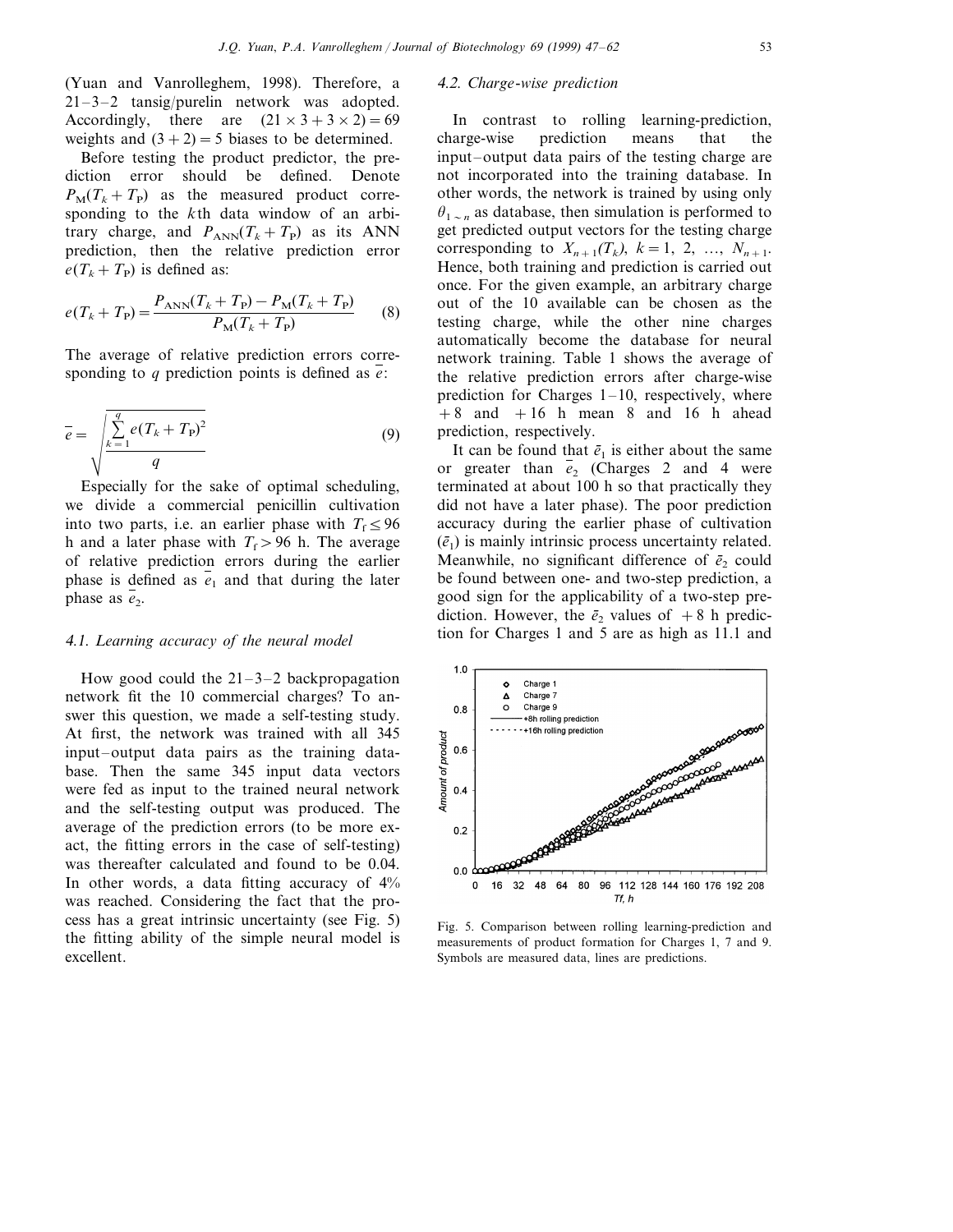(Yuan and Vanrolleghem, 1998). Therefore, a 21–3–2 tansig/purelin network was adopted. Accordingly, there are $(21 \times 3 + 3 \times 2) = 69$ weights and $(3 + 2) = 5$ biases to be determined.

Before testing the product predictor, the prediction error should be defined. Denote $P_{\mathrm{M}}(T_k + T_{\mathrm{P}})$ as the measured product corresponding to the $k$th data window of an arbitrary charge, and $P_{\mathrm{ANN}}(T_k + T_{\mathrm{P}})$ as its ANN prediction, then the relative prediction error $e(T_k + T_{\mathrm{P}})$ is defined as:

$$e(T_k + T_{\mathrm{P}}) = \frac{P_{\mathrm{ANN}}(T_k + T_{\mathrm{P}}) - P_{\mathrm{M}}(T_k + T_{\mathrm{P}})}{P_{\mathrm{M}}(T_k + T_{\mathrm{P}})} \tag{8}$$

The average of relative prediction errors corresponding to $q$ prediction points is defined as $\bar{e}$:

$$\bar{e} = \sqrt{\frac{\sum_{k=1}^{q} e(T_k + T_{\mathrm{P}})^2}{q}} \tag{9}$$

Especially for the sake of optimal scheduling, we divide a commercial penicillin cultivation into two parts, i.e. an earlier phase with $T_{\mathrm{f}} \leq 96$ h and a later phase with $T_{\mathrm{f}} > 96$ h. The average of relative prediction errors during the earlier phase is defined as $\bar{e}_1$ and that during the later phase as $\bar{e}_2$.

### 4.1. Learning accuracy of the neural model

How good could the 21–3–2 backpropagation network fit the 10 commercial charges? To answer this question, we made a self-testing study. At first, the network was trained with all 345 input–output data pairs as the training database. Then the same 345 input data vectors were fed as input to the trained neural network and the self-testing output was produced. The average of the prediction errors (to be more exact, the fitting errors in the case of self-testing) was thereafter calculated and found to be 0.04. In other words, a data fitting accuracy of 4% was reached. Considering the fact that the process has a great intrinsic uncertainty (see Fig. 5) the fitting ability of the simple neural model is excellent.

### 4.2. Charge-wise prediction

In contrast to rolling learning-prediction, charge-wise prediction means that the input–output data pairs of the testing charge are not incorporated into the training database. In other words, the network is trained by using only $\theta_{1\sim n}$ as database, then simulation is performed to get predicted output vectors for the testing charge corresponding to $X_{n+1}(T_k)$, $k = 1, 2, \ldots, N_{n+1}$. Hence, both training and prediction is carried out once. For the given example, an arbitrary charge out of the 10 available can be chosen as the testing charge, while the other nine charges automatically become the database for neural network training. Table 1 shows the average of the relative prediction errors after charge-wise prediction for Charges 1–10, respectively, where +8 and +16 h mean 8 and 16 h ahead prediction, respectively.

It can be found that $\bar{e}_1$ is either about the same or greater than $\bar{e}_2$ (Charges 2 and 4 were terminated at about 100 h so that practically they did not have a later phase). The poor prediction accuracy during the earlier phase of cultivation ($\bar{e}_1$) is mainly intrinsic process uncertainty related. Meanwhile, no significant difference of $\bar{e}_2$ could be found between one- and two-step prediction, a good sign for the applicability of a two-step prediction. However, the $\bar{e}_2$ values of +8 h prediction for Charges 1 and 5 are as high as 11.1 and

Fig. 5. Comparison between rolling learning-prediction and measurements of product formation for Charges 1, 7 and 9. Symbols are measured data, lines are predictions.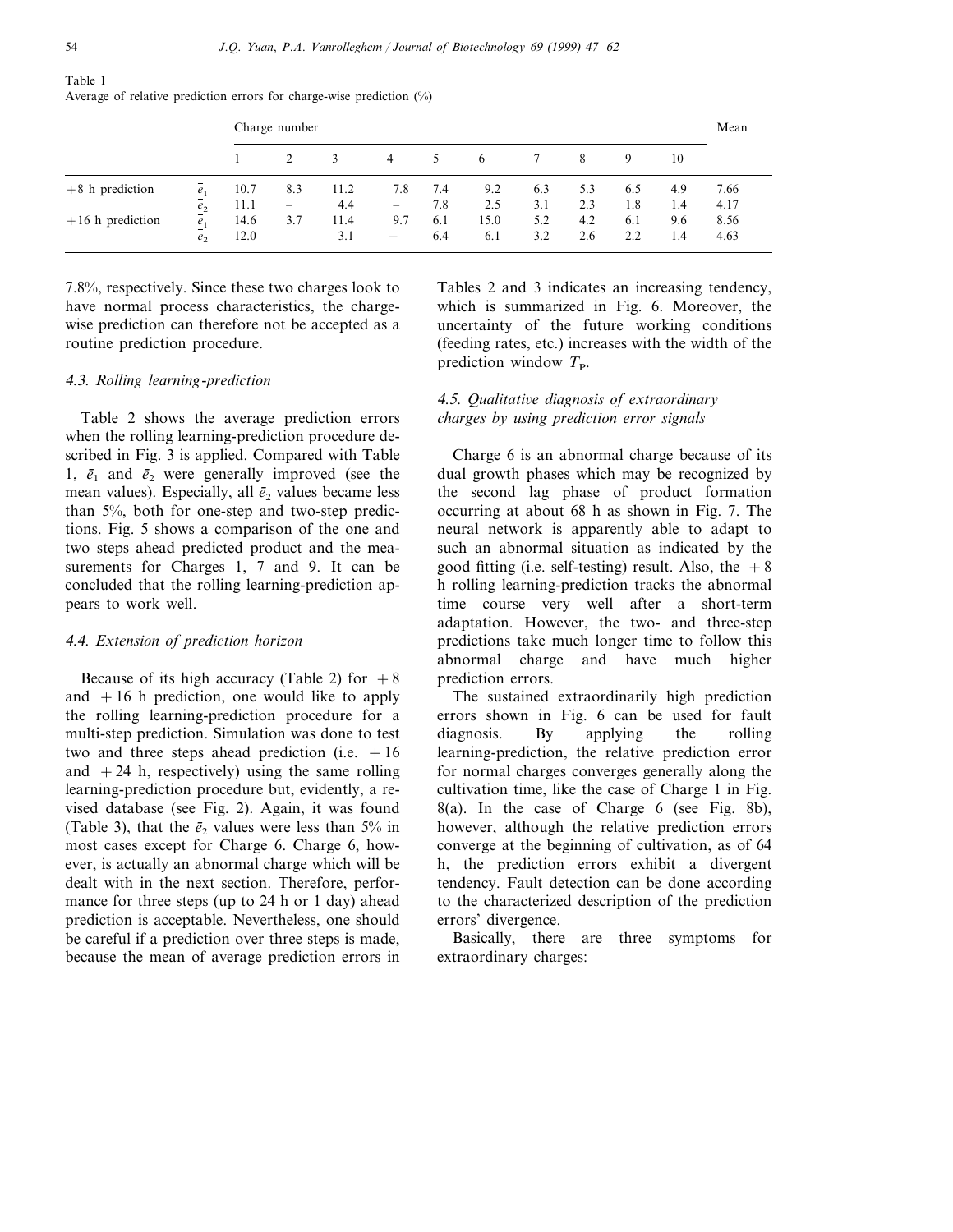Table 1
Average of relative prediction errors for charge-wise prediction (%)

| | | Charge number | | | | | | | | | | Mean |
|---|---|---|---|---|---|---|---|---|---|---|---|---|
| | | 1 | 2 | 3 | 4 | 5 | 6 | 7 | 8 | 9 | 10 | |
| +8 h prediction | $\bar{e}_1$ | 10.7 | 8.3 | 11.2 | 7.8 | 7.4 | 9.2 | 6.3 | 5.3 | 6.5 | 4.9 | 7.66 |
| | $\bar{e}_2$ | 11.1 | – | 4.4 | – | 7.8 | 2.5 | 3.1 | 2.3 | 1.8 | 1.4 | 4.17 |
| +16 h prediction | $\bar{e}_1$ | 14.6 | 3.7 | 11.4 | 9.7 | 6.1 | 15.0 | 5.2 | 4.2 | 6.1 | 9.6 | 8.56 |
| | $\bar{e}_2$ | 12.0 | – | 3.1 | – | 6.4 | 6.1 | 3.2 | 2.6 | 2.2 | 1.4 | 4.63 |

7.8%, respectively. Since these two charges look to have normal process characteristics, the charge-wise prediction can therefore not be accepted as a routine prediction procedure.

### 4.3. Rolling learning-prediction

Table 2 shows the average prediction errors when the rolling learning-prediction procedure described in Fig. 3 is applied. Compared with Table 1, $\bar{e}_1$ and $\bar{e}_2$ were generally improved (see the mean values). Especially, all $\bar{e}_2$ values became less than 5%, both for one-step and two-step predictions. Fig. 5 shows a comparison of the one and two steps ahead predicted product and the measurements for Charges 1, 7 and 9. It can be concluded that the rolling learning-prediction appears to work well.

### 4.4. Extension of prediction horizon

Because of its high accuracy (Table 2) for +8 and +16 h prediction, one would like to apply the rolling learning-prediction procedure for a multi-step prediction. Simulation was done to test two and three steps ahead prediction (i.e. +16 and +24 h, respectively) using the same rolling learning-prediction procedure but, evidently, a revised database (see Fig. 2). Again, it was found (Table 3), that the $\bar{e}_2$ values were less than 5% in most cases except for Charge 6. Charge 6, however, is actually an abnormal charge which will be dealt with in the next section. Therefore, performance for three steps (up to 24 h or 1 day) ahead prediction is acceptable. Nevertheless, one should be careful if a prediction over three steps is made, because the mean of average prediction errors in Tables 2 and 3 indicates an increasing tendency, which is summarized in Fig. 6. Moreover, the uncertainty of the future working conditions (feeding rates, etc.) increases with the width of the prediction window $T_P$.

### 4.5. Qualitative diagnosis of extraordinary charges by using prediction error signals

Charge 6 is an abnormal charge because of its dual growth phases which may be recognized by the second lag phase of product formation occurring at about 68 h as shown in Fig. 7. The neural network is apparently able to adapt to such an abnormal situation as indicated by the good fitting (i.e. self-testing) result. Also, the +8 h rolling learning-prediction tracks the abnormal time course very well after a short-term adaptation. However, the two- and three-step predictions take much longer time to follow this abnormal charge and have much higher prediction errors.

The sustained extraordinarily high prediction errors shown in Fig. 6 can be used for fault diagnosis. By applying the rolling learning-prediction, the relative prediction error for normal charges converges generally along the cultivation time, like the case of Charge 1 in Fig. 8(a). In the case of Charge 6 (see Fig. 8b), however, although the relative prediction errors converge at the beginning of cultivation, as of 64 h, the prediction errors exhibit a divergent tendency. Fault detection can be done according to the characterized description of the prediction errors' divergence.

Basically, there are three symptoms for extraordinary charges: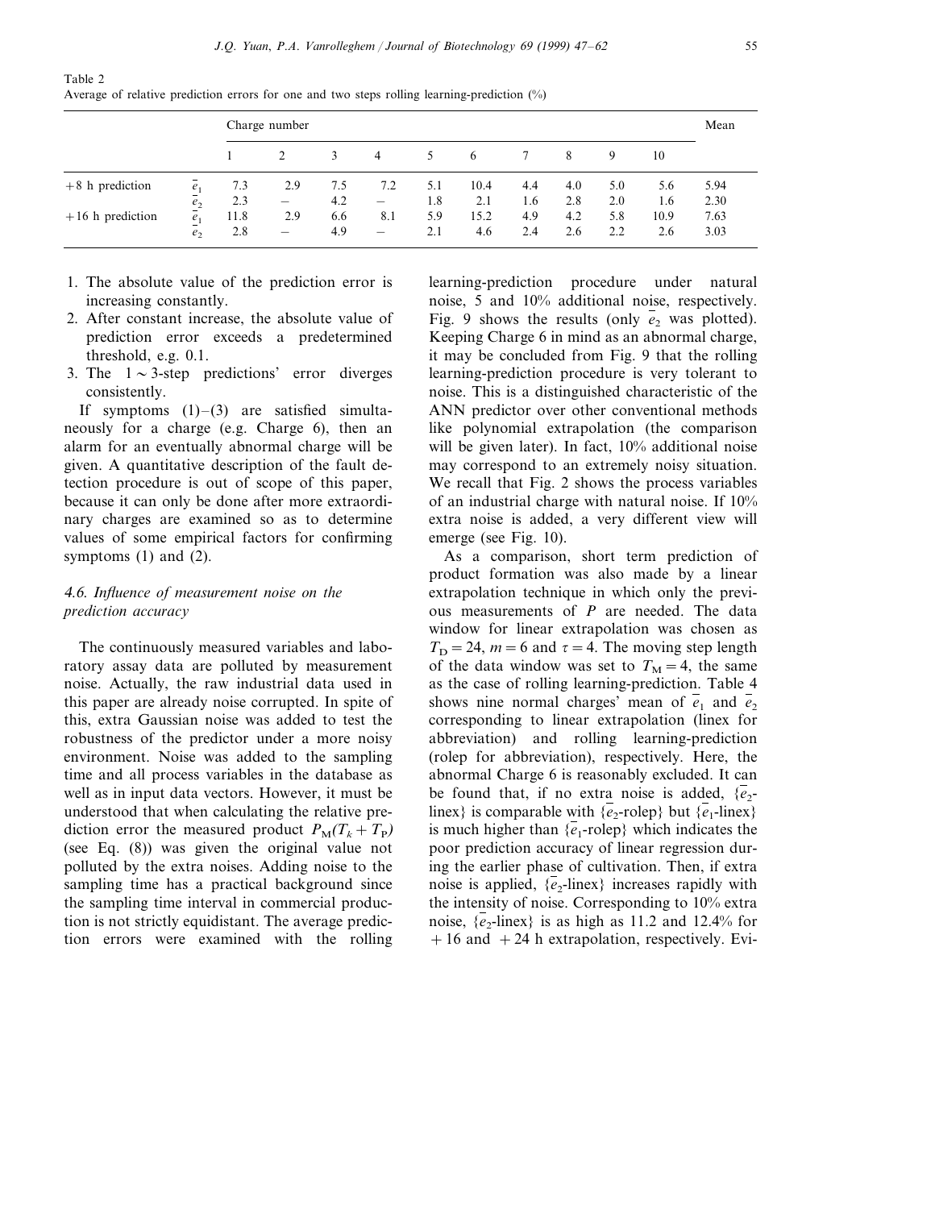Table 2
Average of relative prediction errors for one and two steps rolling learning-prediction (%)

| | | Charge number | | | | | | | | | | Mean |
|---|---|---|---|---|---|---|---|---|---|---|---|---|
| | | 1 | 2 | 3 | 4 | 5 | 6 | 7 | 8 | 9 | 10 | |
| +8 h prediction | $\bar{e}_1$ | 7.3 | 2.9 | 7.5 | 7.2 | 5.1 | 10.4 | 4.4 | 4.0 | 5.0 | 5.6 | 5.94 |
| | $\bar{e}_2$ | 2.3 | – | 4.2 | – | 1.8 | 2.1 | 1.6 | 2.8 | 2.0 | 1.6 | 2.30 |
| +16 h prediction | $\bar{e}_1$ | 11.8 | 2.9 | 6.6 | 8.1 | 5.9 | 15.2 | 4.9 | 4.2 | 5.8 | 10.9 | 7.63 |
| | $\bar{e}_2$ | 2.8 | – | 4.9 | – | 2.1 | 4.6 | 2.4 | 2.6 | 2.2 | 2.6 | 3.03 |

1. The absolute value of the prediction error is increasing constantly.
2. After constant increase, the absolute value of prediction error exceeds a predetermined threshold, e.g. 0.1.
3. The $1 \sim 3$-step predictions' error diverges consistently.

If symptoms (1)–(3) are satisfied simultaneously for a charge (e.g. Charge 6), then an alarm for an eventually abnormal charge will be given. A quantitative description of the fault detection procedure is out of scope of this paper, because it can only be done after more extraordinary charges are examined so as to determine values of some empirical factors for confirming symptoms (1) and (2).

### 4.6. Influence of measurement noise on the prediction accuracy

The continuously measured variables and laboratory assay data are polluted by measurement noise. Actually, the raw industrial data used in this paper are already noise corrupted. In spite of this, extra Gaussian noise was added to test the robustness of the predictor under a more noisy environment. Noise was added to the sampling time and all process variables in the database as well as in input data vectors. However, it must be understood that when calculating the relative prediction error the measured product $P_M(T_k + T_P)$ (see Eq. (8)) was given the original value not polluted by the extra noises. Adding noise to the sampling time has a practical background since the sampling time interval in commercial production is not strictly equidistant. The average prediction errors were examined with the rolling learning-prediction procedure under natural noise, 5 and 10% additional noise, respectively. Fig. 9 shows the results (only $\bar{e}_2$ was plotted). Keeping Charge 6 in mind as an abnormal charge, it may be concluded from Fig. 9 that the rolling learning-prediction procedure is very tolerant to noise. This is a distinguished characteristic of the ANN predictor over other conventional methods like polynomial extrapolation (the comparison will be given later). In fact, 10% additional noise may correspond to an extremely noisy situation. We recall that Fig. 2 shows the process variables of an industrial charge with natural noise. If 10% extra noise is added, a very different view will emerge (see Fig. 10).

As a comparison, short term prediction of product formation was also made by a linear extrapolation technique in which only the previous measurements of $P$ are needed. The data window for linear extrapolation was chosen as $T_D = 24$, $m = 6$ and $\tau = 4$. The moving step length of the data window was set to $T_M = 4$, the same as the case of rolling learning-prediction. Table 4 shows nine normal charges' mean of $\bar{e}_1$ and $\bar{e}_2$ corresponding to linear extrapolation (linex for abbreviation) and rolling learning-prediction (rolep for abbreviation), respectively. Here, the abnormal Charge 6 is reasonably excluded. It can be found that, if no extra noise is added, $\{\bar{e}_2$-linex$\}$ is comparable with $\{\bar{e}_2$-rolep$\}$ but $\{\bar{e}_1$-linex$\}$ is much higher than $\{\bar{e}_1$-rolep$\}$ which indicates the poor prediction accuracy of linear regression during the earlier phase of cultivation. Then, if extra noise is applied, $\{\bar{e}_2$-linex$\}$ increases rapidly with the intensity of noise. Corresponding to 10% extra noise, $\{\bar{e}_2$-linex$\}$ is as high as 11.2 and 12.4% for + 16 and + 24 h extrapolation, respectively. Evi-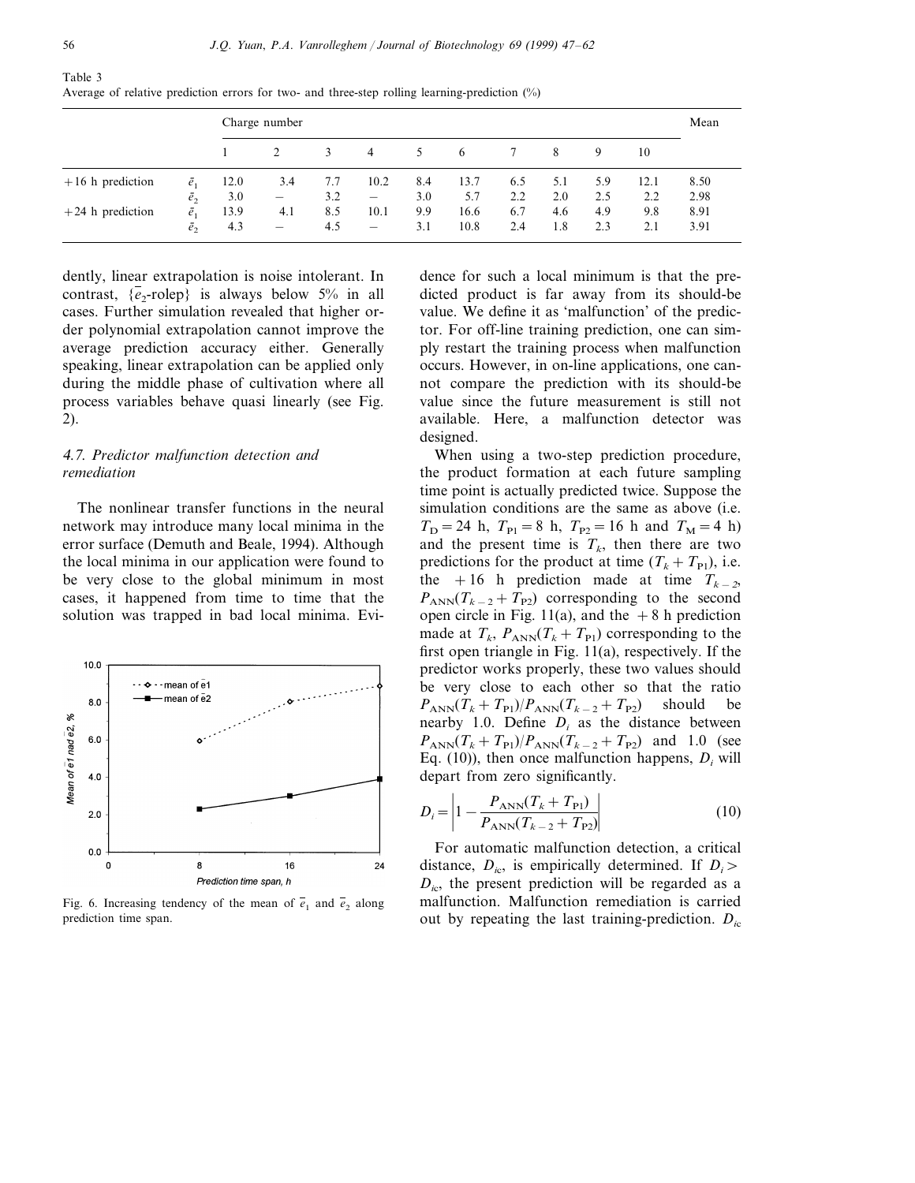Table 3
Average of relative prediction errors for two- and three-step rolling learning-prediction (%)

| | | Charge number | | | | | | | | | | Mean |
|---|---|---|---|---|---|---|---|---|---|---|---|---|
| | | 1 | 2 | 3 | 4 | 5 | 6 | 7 | 8 | 9 | 10 | |
| +16 h prediction | $\bar{e}_1$ | 12.0 | 3.4 | 7.7 | 10.2 | 8.4 | 13.7 | 6.5 | 5.1 | 5.9 | 12.1 | 8.50 |
| | $\bar{e}_2$ | 3.0 | – | 3.2 | – | 3.0 | 5.7 | 2.2 | 2.0 | 2.5 | 2.2 | 2.98 |
| +24 h prediction | $\bar{e}_1$ | 13.9 | 4.1 | 8.5 | 10.1 | 9.9 | 16.6 | 6.7 | 4.6 | 4.9 | 9.8 | 8.91 |
| | $\bar{e}_2$ | 4.3 | – | 4.5 | – | 3.1 | 10.8 | 2.4 | 1.8 | 2.3 | 2.1 | 3.91 |

dently, linear extrapolation is noise intolerant. In contrast, $\{\bar{e}_2$-rolep$\}$ is always below 5% in all cases. Further simulation revealed that higher order polynomial extrapolation cannot improve the average prediction accuracy either. Generally speaking, linear extrapolation can be applied only during the middle phase of cultivation where all process variables behave quasi linearly (see Fig. 2).

### 4.7. Predictor malfunction detection and remediation

The nonlinear transfer functions in the neural network may introduce many local minima in the error surface (Demuth and Beale, 1994). Although the local minima in our application were found to be very close to the global minimum in most cases, it happened from time to time that the solution was trapped in bad local minima. Evidence for such a local minimum is that the predicted product is far away from its should-be value. We define it as 'malfunction' of the predictor. For off-line training prediction, one can simply restart the training process when malfunction occurs. However, in on-line applications, one cannot compare the prediction with its should-be value since the future measurement is still not available. Here, a malfunction detector was designed.

Fig. 6. Increasing tendency of the mean of $\bar{e}_1$ and $\bar{e}_2$ along prediction time span.

When using a two-step prediction procedure, the product formation at each future sampling time point is actually predicted twice. Suppose the simulation conditions are the same as above (i.e. $T_D = 24$ h, $T_{P1} = 8$ h, $T_{P2} = 16$ h and $T_M = 4$ h) and the present time is $T_k$, then there are two predictions for the product at time $(T_k + T_{P1})$, i.e. the +16 h prediction made at time $T_{k-2}$, $P_{ANN}(T_{k-2} + T_{P2})$ corresponding to the second open circle in Fig. 11(a), and the +8 h prediction made at $T_k$, $P_{ANN}(T_k + T_{P1})$ corresponding to the first open triangle in Fig. 11(a), respectively. If the predictor works properly, these two values should be very close to each other so that the ratio $P_{ANN}(T_k + T_{P1})/P_{ANN}(T_{k-2} + T_{P2})$ should be nearby 1.0. Define $D_i$ as the distance between $P_{ANN}(T_k + T_{P1})/P_{ANN}(T_{k-2} + T_{P2})$ and 1.0 (see Eq. (10)), then once malfunction happens, $D_i$ will depart from zero significantly.

$$D_i = \left| 1 - \frac{P_{ANN}(T_k + T_{P1})}{P_{ANN}(T_{k-2} + T_{P2})} \right| \tag{10}$$

For automatic malfunction detection, a critical distance, $D_{ic}$, is empirically determined. If $D_i > D_{ic}$, the present prediction will be regarded as a malfunction. Malfunction remediation is carried out by repeating the last training-prediction. $D_{ic}$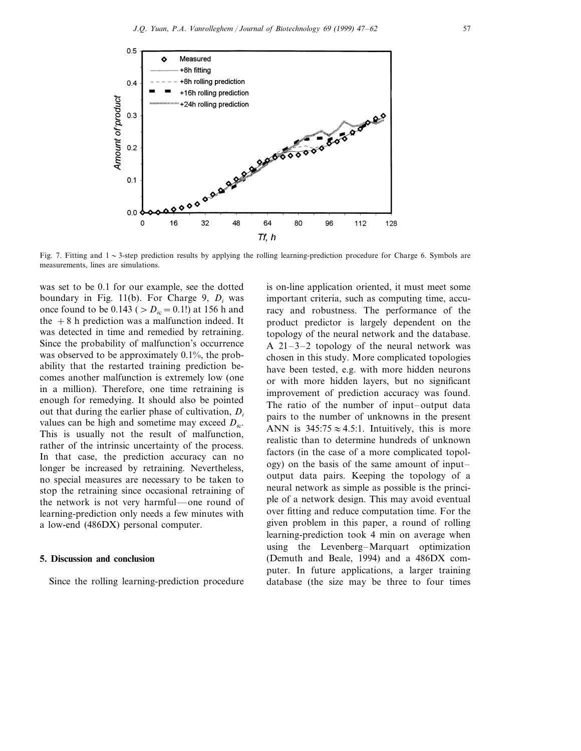Fig. 7. Fitting and 1 ∼ 3-step prediction results by applying the rolling learning-prediction procedure for Charge 6. Symbols are measurements, lines are simulations.

was set to be 0.1 for our example, see the dotted boundary in Fig. 11(b). For Charge 9, $D_i$ was once found to be 0.143 ($> D_{ic} = 0.1$!) at 156 h and the +8 h prediction was a malfunction indeed. It was detected in time and remedied by retraining. Since the probability of malfunction's occurrence was observed to be approximately 0.1%, the probability that the restarted training prediction becomes another malfunction is extremely low (one in a million). Therefore, one time retraining is enough for remedying. It should also be pointed out that during the earlier phase of cultivation, $D_i$ values can be high and sometime may exceed $D_{ic}$. This is usually not the result of malfunction, rather of the intrinsic uncertainty of the process. In that case, the prediction accuracy can no longer be increased by retraining. Nevertheless, no special measures are necessary to be taken to stop the retraining since occasional retraining of the network is not very harmful—one round of learning-prediction only needs a few minutes with a low-end (486DX) personal computer.

## 5. Discussion and conclusion

Since the rolling learning-prediction procedure is on-line application oriented, it must meet some important criteria, such as computing time, accuracy and robustness. The performance of the product predictor is largely dependent on the topology of the neural network and the database. A 21–3–2 topology of the neural network was chosen in this study. More complicated topologies have been tested, e.g. with more hidden neurons or with more hidden layers, but no significant improvement of prediction accuracy was found. The ratio of the number of input–output data pairs to the number of unknowns in the present ANN is $345:75 \approx 4.5:1$. Intuitively, this is more realistic than to determine hundreds of unknown factors (in the case of a more complicated topology) on the basis of the same amount of input–output data pairs. Keeping the topology of a neural network as simple as possible is the principle of a network design. This may avoid eventual over fitting and reduce computation time. For the given problem in this paper, a round of rolling learning-prediction took 4 min on average when using the Levenberg–Marquart optimization (Demuth and Beale, 1994) and a 486DX computer. In future applications, a larger training database (the size may be three to four times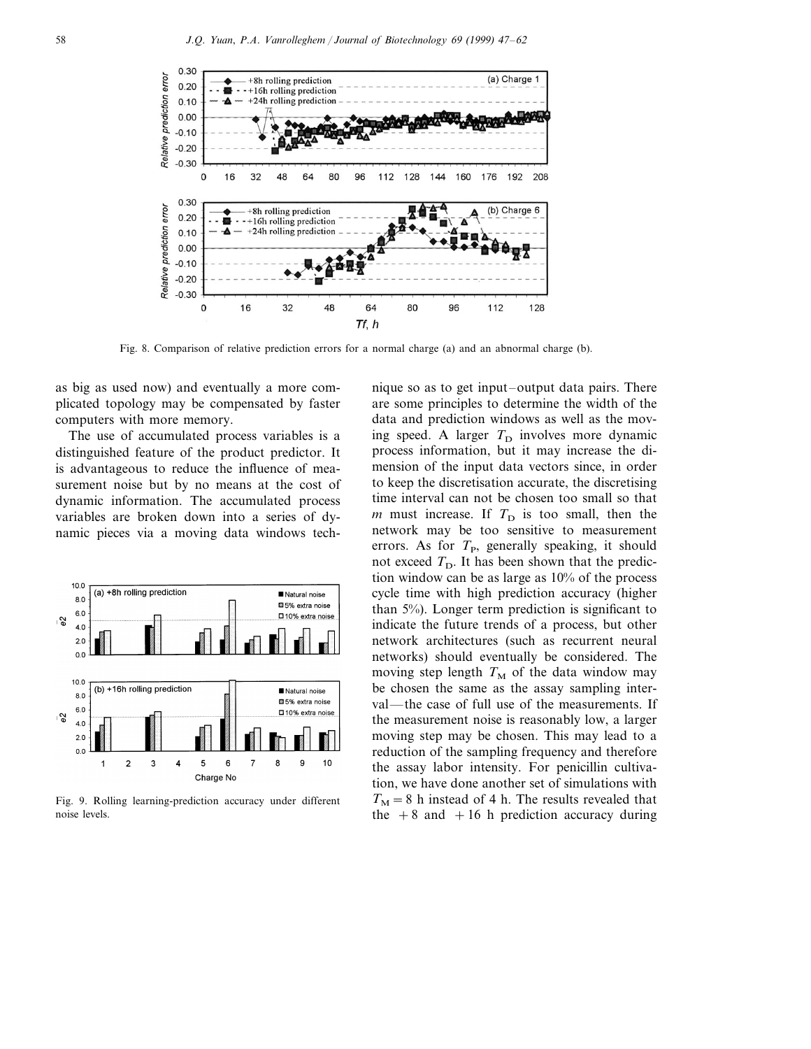Fig. 8. Comparison of relative prediction errors for a normal charge (a) and an abnormal charge (b).

as big as used now) and eventually a more complicated topology may be compensated by faster computers with more memory.

The use of accumulated process variables is a distinguished feature of the product predictor. It is advantageous to reduce the influence of measurement noise but by no means at the cost of dynamic information. The accumulated process variables are broken down into a series of dynamic pieces via a moving data windows technique so as to get input–output data pairs. There are some principles to determine the width of the data and prediction windows as well as the moving speed. A larger $T_D$ involves more dynamic process information, but it may increase the dimension of the input data vectors since, in order to keep the discretisation accurate, the discretising time interval can not be chosen too small so that $m$ must increase. If $T_D$ is too small, then the network may be too sensitive to measurement errors. As for $T_P$, generally speaking, it should not exceed $T_D$. It has been shown that the prediction window can be as large as 10% of the process cycle time with high prediction accuracy (higher than 5%). Longer term prediction is significant to indicate the future trends of a process, but other network architectures (such as recurrent neural networks) should eventually be considered. The moving step length $T_M$ of the data window may be chosen the same as the assay sampling interval—the case of full use of the measurements. If the measurement noise is reasonably low, a larger moving step may be chosen. This may lead to a reduction of the sampling frequency and therefore the assay labor intensity. For penicillin cultivation, we have done another set of simulations with $T_M = 8$ h instead of 4 h. The results revealed that the +8 and +16 h prediction accuracy during

Fig. 9. Rolling learning-prediction accuracy under different noise levels.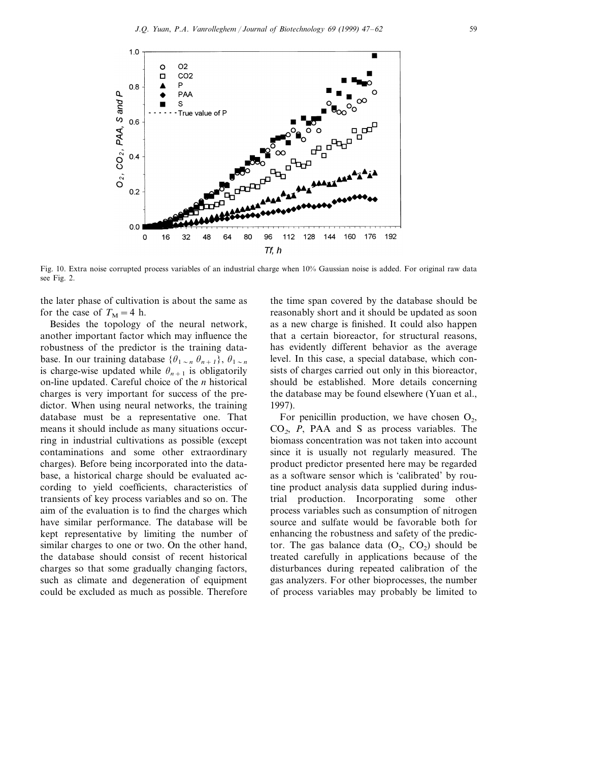Fig. 10. Extra noise corrupted process variables of an industrial charge when 10% Gaussian noise is added. For original raw data see Fig. 2.

the later phase of cultivation is about the same as for the case of $T_M = 4$ h.

Besides the topology of the neural network, another important factor which may influence the robustness of the predictor is the training database. In our training database $\{\theta_{1\sim n}\ \theta_{n+1}\}$, $\theta_{1\sim n}$ is charge-wise updated while $\theta_{n+1}$ is obligatorily on-line updated. Careful choice of the $n$ historical charges is very important for success of the predictor. When using neural networks, the training database must be a representative one. That means it should include as many situations occurring in industrial cultivations as possible (except contaminations and some other extraordinary charges). Before being incorporated into the database, a historical charge should be evaluated according to yield coefficients, characteristics of transients of key process variables and so on. The aim of the evaluation is to find the charges which have similar performance. The database will be kept representative by limiting the number of similar charges to one or two. On the other hand, the database should consist of recent historical charges so that some gradually changing factors, such as climate and degeneration of equipment could be excluded as much as possible. Therefore the time span covered by the database should be reasonably short and it should be updated as soon as a new charge is finished. It could also happen that a certain bioreactor, for structural reasons, has evidently different behavior as the average level. In this case, a special database, which consists of charges carried out only in this bioreactor, should be established. More details concerning the database may be found elsewhere (Yuan et al., 1997).

For penicillin production, we have chosen $O_2$, $CO_2$, $P$, PAA and S as process variables. The biomass concentration was not taken into account since it is usually not regularly measured. The product predictor presented here may be regarded as a software sensor which is 'calibrated' by routine product analysis data supplied during industrial production. Incorporating some other process variables such as consumption of nitrogen source and sulfate would be favorable both for enhancing the robustness and safety of the predictor. The gas balance data ($O_2$, $CO_2$) should be treated carefully in applications because of the disturbances during repeated calibration of the gas analyzers. For other bioprocesses, the number of process variables may probably be limited to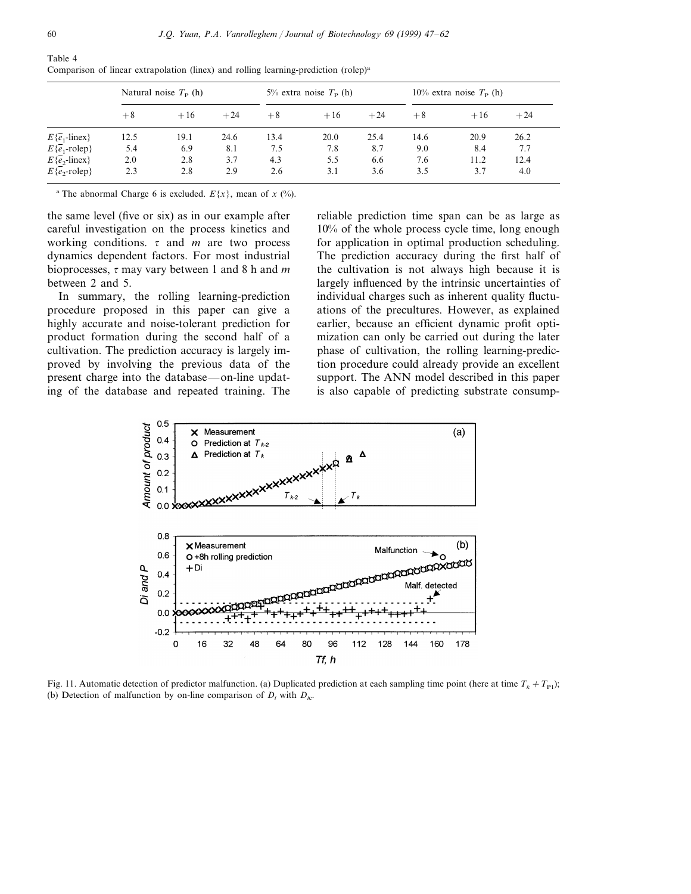Table 4
Comparison of linear extrapolation (linex) and rolling learning-prediction (rolep)[a]

| | Natural noise $T_P$ (h) | | | 5% extra noise $T_P$ (h) | | | 10% extra noise $T_P$ (h) | | |
|---|---|---|---|---|---|---|---|---|---|
| | +8 | +16 | +24 | +8 | +16 | +24 | +8 | +16 | +24 |
| $E\{\bar{e}_1\text{-linex}\}$ | 12.5 | 19.1 | 24.6 | 13.4 | 20.0 | 25.4 | 14.6 | 20.9 | 26.2 |
| $E\{\bar{e}_1\text{-rolep}\}$ | 5.4 | 6.9 | 8.1 | 7.5 | 7.8 | 8.7 | 9.0 | 8.4 | 7.7 |
| $E\{\bar{e}_2\text{-linex}\}$ | 2.0 | 2.8 | 3.7 | 4.3 | 5.5 | 6.6 | 7.6 | 11.2 | 12.4 |
| $E\{\bar{e}_2\text{-rolep}\}$ | 2.3 | 2.8 | 2.9 | 2.6 | 3.1 | 3.6 | 3.5 | 3.7 | 4.0 |

[a] The abnormal Charge 6 is excluded. $E\{x\}$, mean of $x$ (%).

the same level (five or six) as in our example after careful investigation on the process kinetics and working conditions. $\tau$ and $m$ are two process dynamics dependent factors. For most industrial bioprocesses, $\tau$ may vary between 1 and 8 h and $m$ between 2 and 5.

In summary, the rolling learning-prediction procedure proposed in this paper can give a highly accurate and noise-tolerant prediction for product formation during the second half of a cultivation. The prediction accuracy is largely improved by involving the previous data of the present charge into the database—on-line updating of the database and repeated training. The reliable prediction time span can be as large as 10% of the whole process cycle time, long enough for application in optimal production scheduling. The prediction accuracy during the first half of the cultivation is not always high because it is largely influenced by the intrinsic uncertainties of individual charges such as inherent quality fluctuations of the precultures. However, as explained earlier, because an efficient dynamic profit optimization can only be carried out during the later phase of cultivation, the rolling learning-prediction procedure could already provide an excellent support. The ANN model described in this paper is also capable of predicting substrate consump-

Fig. 11. Automatic detection of predictor malfunction. (a) Duplicated prediction at each sampling time point (here at time $T_k + T_{P1}$); (b) Detection of malfunction by on-line comparison of $D_i$ with $D_{ic}$.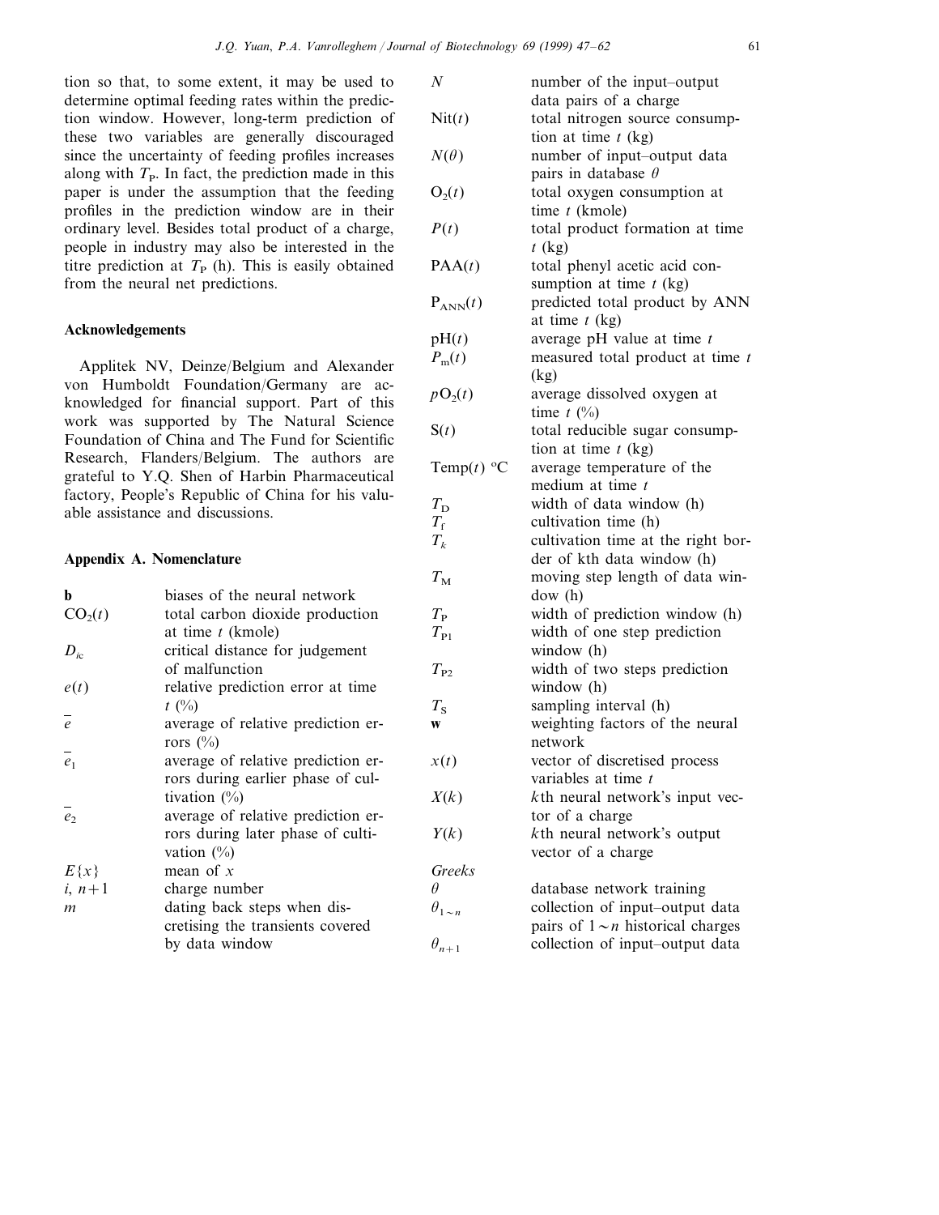tion so that, to some extent, it may be used to determine optimal feeding rates within the prediction window. However, long-term prediction of these two variables are generally discouraged since the uncertainty of feeding profiles increases along with $T_P$. In fact, the prediction made in this paper is under the assumption that the feeding profiles in the prediction window are in their ordinary level. Besides total product of a charge, people in industry may also be interested in the titre prediction at $T_P$ (h). This is easily obtained from the neural net predictions.

## Acknowledgements

Applitek NV, Deinze/Belgium and Alexander von Humboldt Foundation/Germany are acknowledged for financial support. Part of this work was supported by The Natural Science Foundation of China and The Fund for Scientific Research, Flanders/Belgium. The authors are grateful to Y.Q. Shen of Harbin Pharmaceutical factory, People's Republic of China for his valuable assistance and discussions.

## Appendix A. Nomenclature

| | |
|---|---|
| $\mathbf{b}$ | biases of the neural network |
| $CO_2(t)$ | total carbon dioxide production at time $t$ (kmole) |
| $D_{ic}$ | critical distance for judgement of malfunction |
| $e(t)$ | relative prediction error at time $t$ (%) |
| $\bar{e}$ | average of relative prediction errors (%) |
| $\bar{e}_1$ | average of relative prediction errors during earlier phase of cultivation (%) |
| $\bar{e}_2$ | average of relative prediction errors during later phase of cultivation (%) |
| $E\{x\}$ | mean of $x$ |
| $i$, $n+1$ | charge number |
| $m$ | dating back steps when discretising the transients covered by data window |
| $N$ | number of the input–output data pairs of a charge |
| $\mathrm{Nit}(t)$ | total nitrogen source consumption at time $t$ (kg) |
| $N(\theta)$ | number of input–output data pairs in database $\theta$ |
| $O_2(t)$ | total oxygen consumption at time $t$ (kmole) |
| $P(t)$ | total product formation at time $t$ (kg) |
| $\mathrm{PAA}(t)$ | total phenyl acetic acid consumption at time $t$ (kg) |
| $P_{ANN}(t)$ | predicted total product by ANN at time $t$ (kg) |
| $\mathrm{pH}(t)$ | average pH value at time $t$ |
| $P_m(t)$ | measured total product at time $t$ (kg) |
| $pO_2(t)$ | average dissolved oxygen at time $t$ (%) |
| $S(t)$ | total reducible sugar consumption at time $t$ (kg) |
| $\mathrm{Temp}(t)$ °C | average temperature of the medium at time $t$ |
| $T_D$ | width of data window (h) |
| $T_f$ | cultivation time (h) |
| $T_k$ | cultivation time at the right border of kth data window (h) |
| $T_M$ | moving step length of data window (h) |
| $T_P$ | width of prediction window (h) |
| $T_{P1}$ | width of one step prediction window (h) |
| $T_{P2}$ | width of two steps prediction window (h) |
| $T_S$ | sampling interval (h) |
| $\mathbf{w}$ | weighting factors of the neural network |
| $x(t)$ | vector of discretised process variables at time $t$ |
| $X(k)$ | $k$th neural network's input vector of a charge |
| $Y(k)$ | $k$th neural network's output vector of a charge |
| *Greeks* | |
| $\theta$ | database network training |
| $\theta_{1\sim n}$ | collection of input–output data pairs of $1\sim n$ historical charges |
| $\theta_{n+1}$ | collection of input–output data |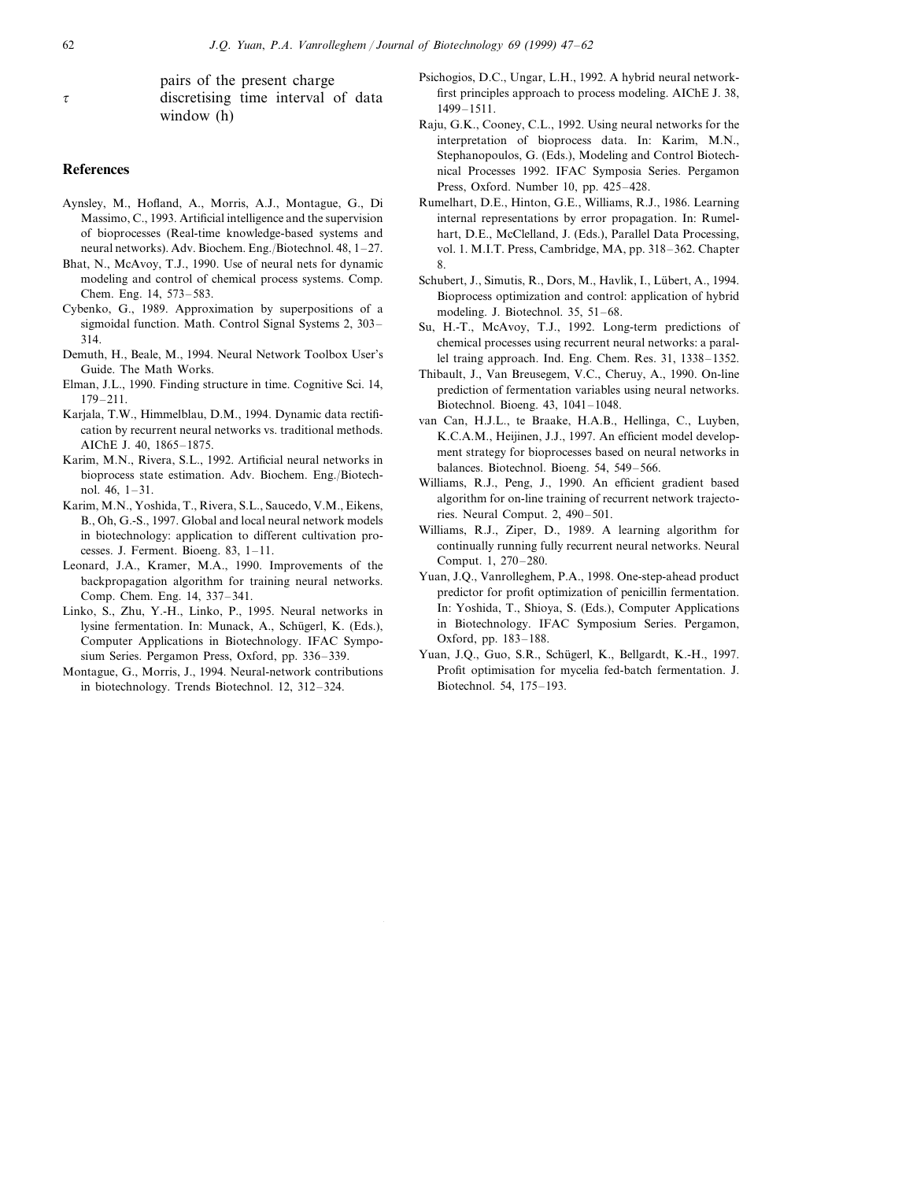pairs of the present charge

$\tau$ discretising time interval of data window (h)

## References

Aynsley, M., Hofland, A., Morris, A.J., Montague, G., Di Massimo, C., 1993. Artificial intelligence and the supervision of bioprocesses (Real-time knowledge-based systems and neural networks). Adv. Biochem. Eng./Biotechnol. 48, 1–27.

Bhat, N., McAvoy, T.J., 1990. Use of neural nets for dynamic modeling and control of chemical process systems. Comp. Chem. Eng. 14, 573–583.

Cybenko, G., 1989. Approximation by superpositions of a sigmoidal function. Math. Control Signal Systems 2, 303–314.

Demuth, H., Beale, M., 1994. Neural Network Toolbox User's Guide. The Math Works.

Elman, J.L., 1990. Finding structure in time. Cognitive Sci. 14, 179–211.

Karjala, T.W., Himmelblau, D.M., 1994. Dynamic data rectification by recurrent neural networks vs. traditional methods. AIChE J. 40, 1865–1875.

Karim, M.N., Rivera, S.L., 1992. Artificial neural networks in bioprocess state estimation. Adv. Biochem. Eng./Biotechnol. 46, 1–31.

Karim, M.N., Yoshida, T., Rivera, S.L., Saucedo, V.M., Eikens, B., Oh, G.-S., 1997. Global and local neural network models in biotechnology: application to different cultivation processes. J. Ferment. Bioeng. 83, 1–11.

Leonard, J.A., Kramer, M.A., 1990. Improvements of the backpropagation algorithm for training neural networks. Comp. Chem. Eng. 14, 337–341.

Linko, S., Zhu, Y.-H., Linko, P., 1995. Neural networks in lysine fermentation. In: Munack, A., Schügerl, K. (Eds.), Computer Applications in Biotechnology. IFAC Symposium Series. Pergamon Press, Oxford, pp. 336–339.

Montague, G., Morris, J., 1994. Neural-network contributions in biotechnology. Trends Biotechnol. 12, 312–324.

Psichogios, D.C., Ungar, L.H., 1992. A hybrid neural network-first principles approach to process modeling. AIChE J. 38, 1499–1511.

Raju, G.K., Cooney, C.L., 1992. Using neural networks for the interpretation of bioprocess data. In: Karim, M.N., Stephanopoulos, G. (Eds.), Modeling and Control Biotechnical Processes 1992. IFAC Symposia Series. Pergamon Press, Oxford. Number 10, pp. 425–428.

Rumelhart, D.E., Hinton, G.E., Williams, R.J., 1986. Learning internal representations by error propagation. In: Rumelhart, D.E., McClelland, J. (Eds.), Parallel Data Processing, vol. 1. M.I.T. Press, Cambridge, MA, pp. 318–362. Chapter 8.

Schubert, J., Simutis, R., Dors, M., Havlik, I., Lübert, A., 1994. Bioprocess optimization and control: application of hybrid modeling. J. Biotechnol. 35, 51–68.

Su, H.-T., McAvoy, T.J., 1992. Long-term predictions of chemical processes using recurrent neural networks: a parallel traing approach. Ind. Eng. Chem. Res. 31, 1338–1352.

Thibault, J., Van Breusegem, V.C., Cheruy, A., 1990. On-line prediction of fermentation variables using neural networks. Biotechnol. Bioeng. 43, 1041–1048.

van Can, H.J.L., te Braake, H.A.B., Hellinga, C., Luyben, K.C.A.M., Heijinen, J.J., 1997. An efficient model development strategy for bioprocesses based on neural networks in balances. Biotechnol. Bioeng. 54, 549–566.

Williams, R.J., Peng, J., 1990. An efficient gradient based algorithm for on-line training of recurrent network trajectories. Neural Comput. 2, 490–501.

Williams, R.J., Ziper, D., 1989. A learning algorithm for continually running fully recurrent neural networks. Neural Comput. 1, 270–280.

Yuan, J.Q., Vanrolleghem, P.A., 1998. One-step-ahead product predictor for profit optimization of penicillin fermentation. In: Yoshida, T., Shioya, S. (Eds.), Computer Applications in Biotechnology. IFAC Symposium Series. Pergamon, Oxford, pp. 183–188.

Yuan, J.Q., Guo, S.R., Schügerl, K., Bellgardt, K.-H., 1997. Profit optimisation for mycelia fed-batch fermentation. J. Biotechnol. 54, 175–193.